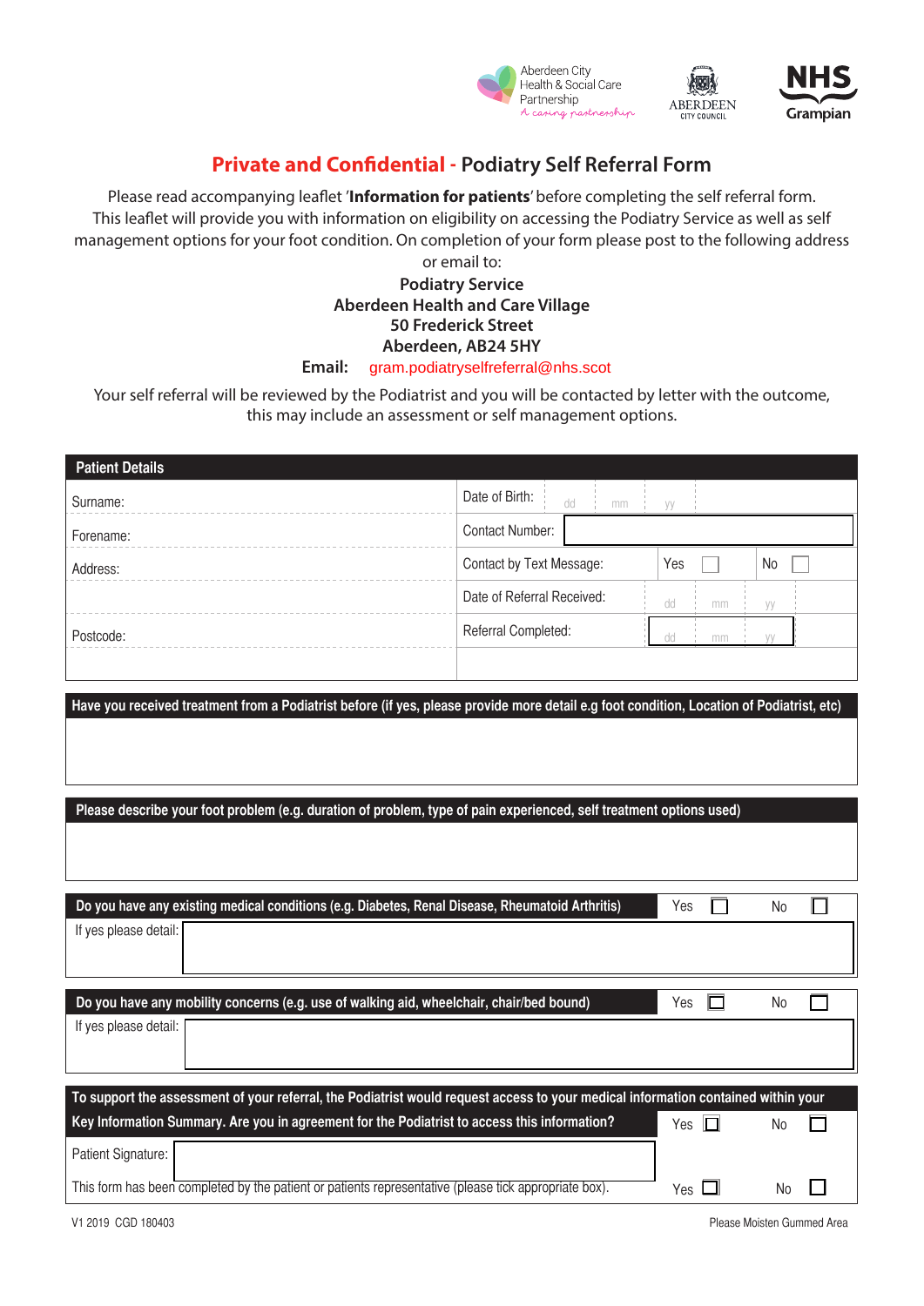Aberdeen City Health & Social Care Partnership — *A caring partnership*

ABERDEEN CITY COUNCIL

NHS Grampian

# Private and Confidential - Podiatry Self Referral Form

Please read accompanying leaflet '**Information for patients**' before completing the self referral form. This leaflet will provide you with information on eligibility on accessing the Podiatry Service as well as self management options for your foot condition. On completion of your form please post to the following address or email to:

**Podiatry Service**
**Aberdeen Health and Care Village**
**50 Frederick Street**
**Aberdeen, AB24 5HY**

**Email:** gram.podiatryselfreferral@nhs.scot

Your self referral will be reviewed by the Podiatrist and you will be contacted by letter with the outcome, this may include an assessment or self management options.

| Patient Details | |
|---|---|
| Surname: | Date of Birth: dd mm yy |
| Forename: | Contact Number: |
| Address: | Contact by Text Message: Yes ☐ No ☐ |
| | Date of Referral Received: dd mm yy |
| Postcode: | Referral Completed: dd mm yy |
| | |

**Have you received treatment from a Podiatrist before (if yes, please provide more detail e.g foot condition, Location of Podiatrist, etc)**

**Please describe your foot problem (e.g. duration of problem, type of pain experienced, self treatment options used)**

**Do you have any existing medical conditions (e.g. Diabetes, Renal Disease, Rheumatoid Arthritis)** Yes ☐ No ☐

If yes please detail:

**Do you have any mobility concerns (e.g. use of walking aid, wheelchair, chair/bed bound)** Yes ☐ No ☐

If yes please detail:

**To support the assessment of your referral, the Podiatrist would request access to your medical information contained within your Key Information Summary. Are you in agreement for the Podiatrist to access this information?** Yes ☐ No ☐

Patient Signature:

This form has been completed by the patient or patients representative (please tick appropriate box). Yes ☐ No ☐

V1 2019 CGD 180403

Please Moisten Gummed Area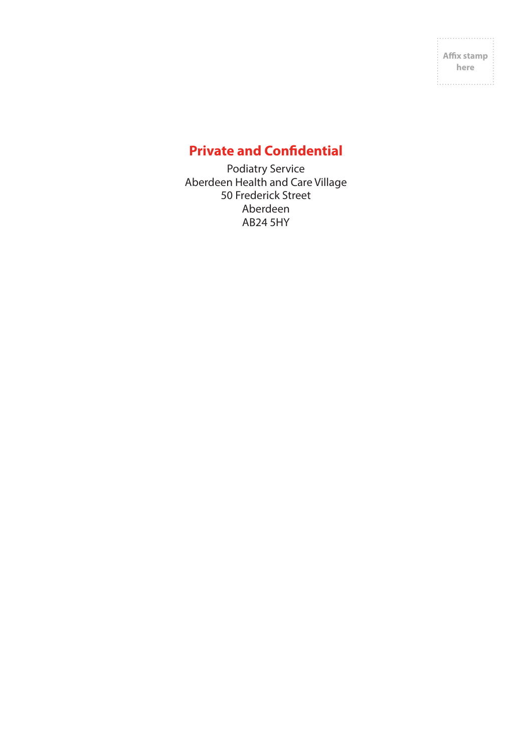Affix stamp here

**Private and Confidential**

Podiatry Service
Aberdeen Health and Care Village
50 Frederick Street
Aberdeen
AB24 5HY